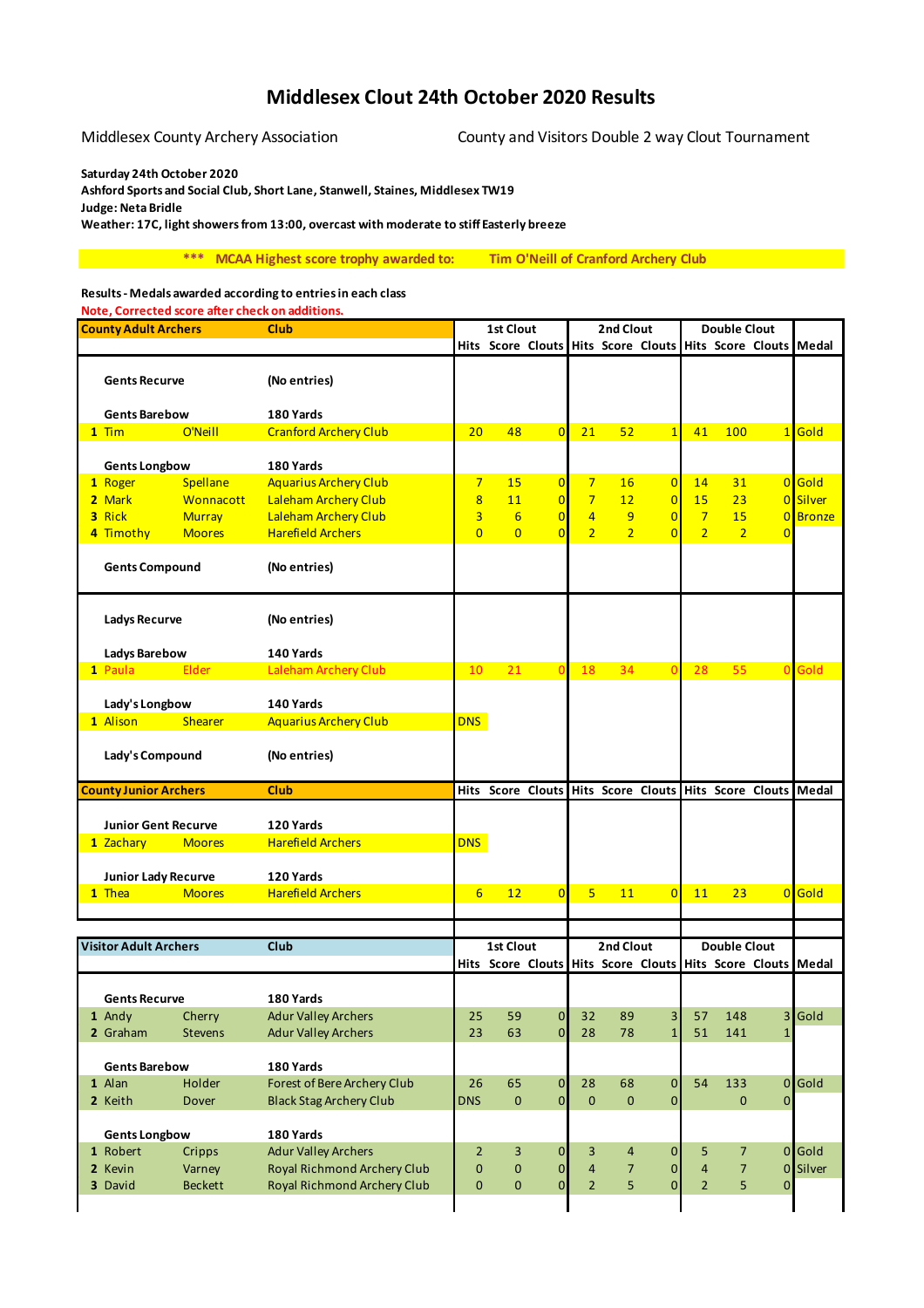# Middlesex Clout 24th October 2020 Results

Middlesex County Archery Association

County and Visitors Double 2 way Clout Tournament

**Saturday 24th October 2020**
**Ashford Sports and Social Club, Short Lane, Stanwell, Staines, Middlesex TW19**
**Judge: Neta Bridle**
**Weather: 17C, light showers from 13:00, overcast with moderate to stiff Easterly breeze**

**\*\*\* MCAA Highest score trophy awarded to: Tim O'Neill of Cranford Archery Club**

**Results - Medals awarded according to entries in each class**

Note, Corrected score after check on additions.

| County Adult Archers | | | Club | 1st Clout | | | 2nd Clout | | | Double Clout | | | |
|---|---|---|---|---|---|---|---|---|---|---|---|---|---|
| | | | | Hits | Score | Clouts | Hits | Score | Clouts | Hits | Score | Clouts | Medal |
| | **Gents Recurve** | | (No entries) | | | | | | | | | | |
| | **Gents Barebow** | | 180 Yards | | | | | | | | | | |
| 1 | Tim | O'Neill | Cranford Archery Club | 20 | 48 | 0 | 21 | 52 | 1 | 41 | 100 | 1 | Gold |
| | **Gents Longbow** | | 180 Yards | | | | | | | | | | |
| 1 | Roger | Spellane | Aquarius Archery Club | 7 | 15 | 0 | 7 | 16 | 0 | 14 | 31 | 0 | Gold |
| 2 | Mark | Wonnacott | Laleham Archery Club | 8 | 11 | 0 | 7 | 12 | 0 | 15 | 23 | 0 | Silver |
| 3 | Rick | Murray | Laleham Archery Club | 3 | 6 | 0 | 4 | 9 | 0 | 7 | 15 | 0 | Bronze |
| 4 | Timothy | Moores | Harefield Archers | 0 | 0 | 0 | 2 | 2 | 0 | 2 | 2 | 0 | |
| | **Gents Compound** | | (No entries) | | | | | | | | | | |
| | **Ladys Recurve** | | (No entries) | | | | | | | | | | |
| | **Ladys Barebow** | | 140 Yards | | | | | | | | | | |
| 1 | Paula | Elder | Laleham Archery Club | 10 | 21 | 0 | 18 | 34 | 0 | 28 | 55 | 0 | Gold |
| | **Lady's Longbow** | | 140 Yards | | | | | | | | | | |
| 1 | Alison | Shearer | Aquarius Archery Club | DNS | | | | | | | | | |
| | **Lady's Compound** | | (No entries) | | | | | | | | | | |
| **County Junior Archers** | | | **Club** | Hits | Score | Clouts | Hits | Score | Clouts | Hits | Score | Clouts | Medal |
| | **Junior Gent Recurve** | | 120 Yards | | | | | | | | | | |
| 1 | Zachary | Moores | Harefield Archers | DNS | | | | | | | | | |
| | **Junior Lady Recurve** | | 120 Yards | | | | | | | | | | |
| 1 | Thea | Moores | Harefield Archers | 6 | 12 | 0 | 5 | 11 | 0 | 11 | 23 | 0 | Gold |

| Visitor Adult Archers | | | Club | 1st Clout | | | 2nd Clout | | | Double Clout | | | |
|---|---|---|---|---|---|---|---|---|---|---|---|---|---|
| | | | | Hits | Score | Clouts | Hits | Score | Clouts | Hits | Score | Clouts | Medal |
| | **Gents Recurve** | | 180 Yards | | | | | | | | | | |
| 1 | Andy | Cherry | Adur Valley Archers | 25 | 59 | 0 | 32 | 89 | 3 | 57 | 148 | 3 | Gold |
| 2 | Graham | Stevens | Adur Valley Archers | 23 | 63 | 0 | 28 | 78 | 1 | 51 | 141 | 1 | |
| | **Gents Barebow** | | 180 Yards | | | | | | | | | | |
| 1 | Alan | Holder | Forest of Bere Archery Club | 26 | 65 | 0 | 28 | 68 | 0 | 54 | 133 | 0 | Gold |
| 2 | Keith | Dover | Black Stag Archery Club | DNS | 0 | 0 | 0 | 0 | 0 | | 0 | 0 | |
| | **Gents Longbow** | | 180 Yards | | | | | | | | | | |
| 1 | Robert | Cripps | Adur Valley Archers | 2 | 3 | 0 | 3 | 4 | 0 | 5 | 7 | 0 | Gold |
| 2 | Kevin | Varney | Royal Richmond Archery Club | 0 | 0 | 0 | 4 | 7 | 0 | 4 | 7 | 0 | Silver |
| 3 | David | Beckett | Royal Richmond Archery Club | 0 | 0 | 0 | 2 | 5 | 0 | 2 | 5 | 0 | |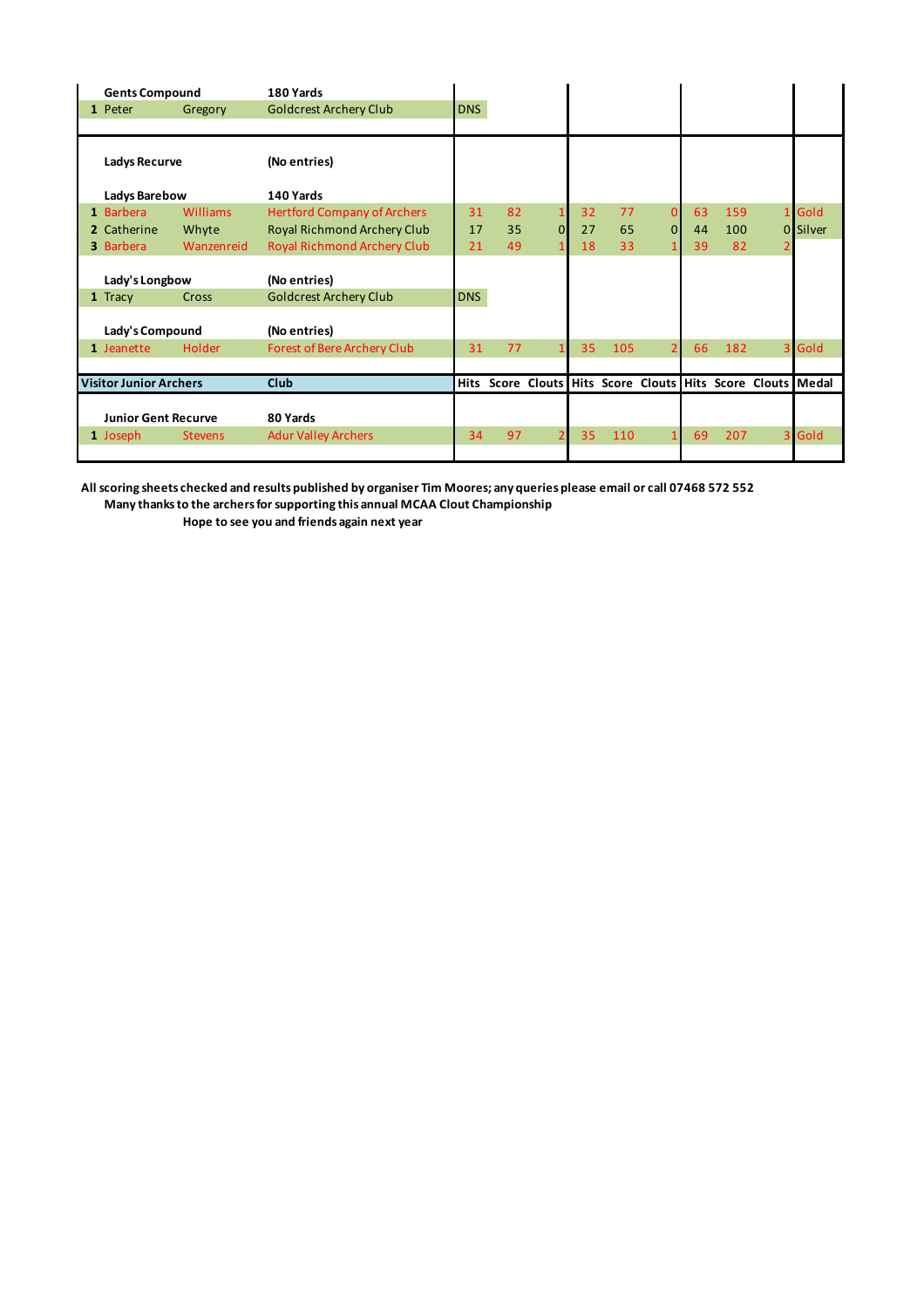| | | | | | | | | | | | | | | |
|---|---|---|---|---|---|---|---|---|---|---|---|---|---|---|
| | **Gents Compound** | | **180 Yards** | | | | | | | | | | | |
| 1 | Peter | Gregory | Goldcrest Archery Club | DNS | | | | | | | | | | |
| | | | | | | | | | | | | | | |
| | **Ladys Recurve** | | **(No entries)** | | | | | | | | | | | |
| | | | | | | | | | | | | | | |
| | **Ladys Barebow** | | **140 Yards** | | | | | | | | | | | |
| 1 | Barbera | Williams | Hertford Company of Archers | 31 | 82 | 1 | 32 | 77 | 0 | 63 | 159 | 1 | Gold |
| 2 | Catherine | Whyte | Royal Richmond Archery Club | 17 | 35 | 0 | 27 | 65 | 0 | 44 | 100 | 0 | Silver |
| 3 | Barbera | Wanzenreid | Royal Richmond Archery Club | 21 | 49 | 1 | 18 | 33 | 1 | 39 | 82 | 2 | |
| | | | | | | | | | | | | | | |
| | **Lady's Longbow** | | **(No entries)** | | | | | | | | | | | |
| 1 | Tracy | Cross | Goldcrest Archery Club | DNS | | | | | | | | | | |
| | | | | | | | | | | | | | | |
| | **Lady's Compound** | | **(No entries)** | | | | | | | | | | | |
| 1 | Jeanette | Holder | Forest of Bere Archery Club | 31 | 77 | 1 | 35 | 105 | 2 | 66 | 182 | 3 | Gold |
| | | | | | | | | | | | | | | |
| **Visitor Junior Archers** | | | **Club** | **Hits** | **Score** | **Clouts** | **Hits** | **Score** | **Clouts** | **Hits** | **Score** | **Clouts** | **Medal** |
| | | | | | | | | | | | | | | |
| | **Junior Gent Recurve** | | **80 Yards** | | | | | | | | | | | |
| 1 | Joseph | Stevens | Adur Valley Archers | 34 | 97 | 2 | 35 | 110 | 1 | 69 | 207 | 3 | Gold |

**All scoring sheets checked and results published by organiser Tim Moores; any queries please email or call 07468 572 552**

**Many thanks to the archers for supporting this annual MCAA Clout Championship**

**Hope to see you and friends again next year**